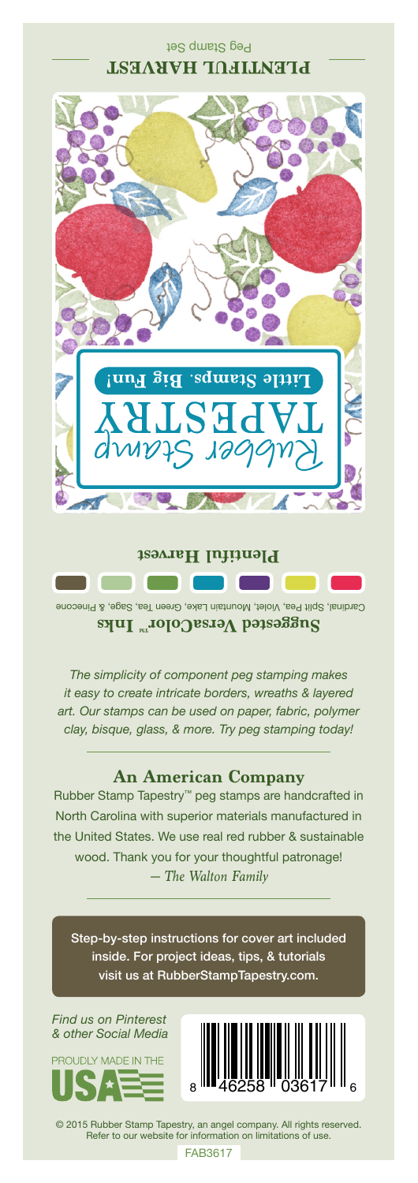# PLENTIFUL HARVEST

Peg Stamp Set

Rubber Stamp TAPESTRY

Little Stamps. Big Fun!

**Plentiful Harvest**

**Suggested VersaColor™ Inks**

Cardinal, Split Pea, Violet, Mountain Lake, Green Tea, Sage, & Pinecone

*The simplicity of component peg stamping makes it easy to create intricate borders, wreaths & layered art. Our stamps can be used on paper, fabric, polymer clay, bisque, glass, & more. Try peg stamping today!*

## An American Company

Rubber Stamp Tapestry™ peg stamps are handcrafted in North Carolina with superior materials manufactured in the United States. We use real red rubber & sustainable wood. Thank you for your thoughtful patronage!
*— The Walton Family*

Step-by-step instructions for cover art included inside. For project ideas, tips, & tutorials visit us at RubberStampTapestry.com.

*Find us on Pinterest & other Social Media*

PROUDLY MADE IN THE USA

8 46258 03617 6

© 2015 Rubber Stamp Tapestry, an angel company. All rights reserved. Refer to our website for information on limitations of use.

FAB3617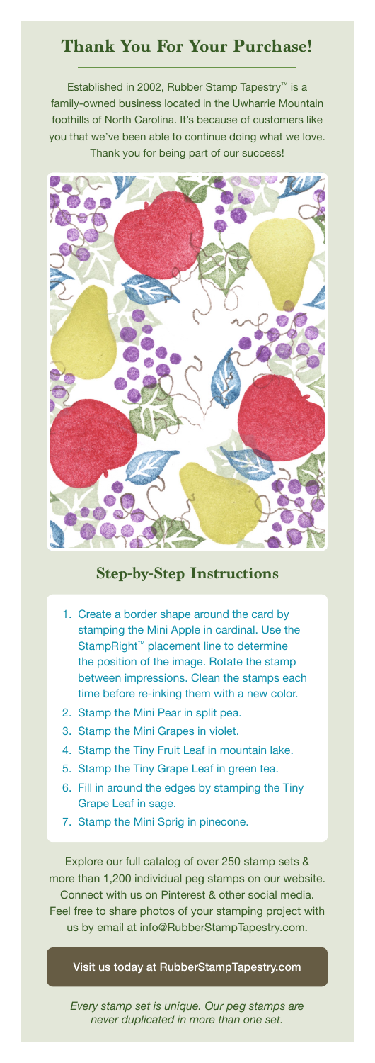## Thank You For Your Purchase!

Established in 2002, Rubber Stamp Tapestry™ is a family-owned business located in the Uwharrie Mountain foothills of North Carolina. It's because of customers like you that we've been able to continue doing what we love. Thank you for being part of our success!

## Step-by-Step Instructions

1. Create a border shape around the card by stamping the Mini Apple in cardinal. Use the StampRight™ placement line to determine the position of the image. Rotate the stamp between impressions. Clean the stamps each time before re-inking them with a new color.
2. Stamp the Mini Pear in split pea.
3. Stamp the Mini Grapes in violet.
4. Stamp the Tiny Fruit Leaf in mountain lake.
5. Stamp the Tiny Grape Leaf in green tea.
6. Fill in around the edges by stamping the Tiny Grape Leaf in sage.
7. Stamp the Mini Sprig in pinecone.

Explore our full catalog of over 250 stamp sets & more than 1,200 individual peg stamps on our website. Connect with us on Pinterest & other social media. Feel free to share photos of your stamping project with us by email at info@RubberStampTapestry.com.

**Visit us today at RubberStampTapestry.com**

*Every stamp set is unique. Our peg stamps are never duplicated in more than one set.*